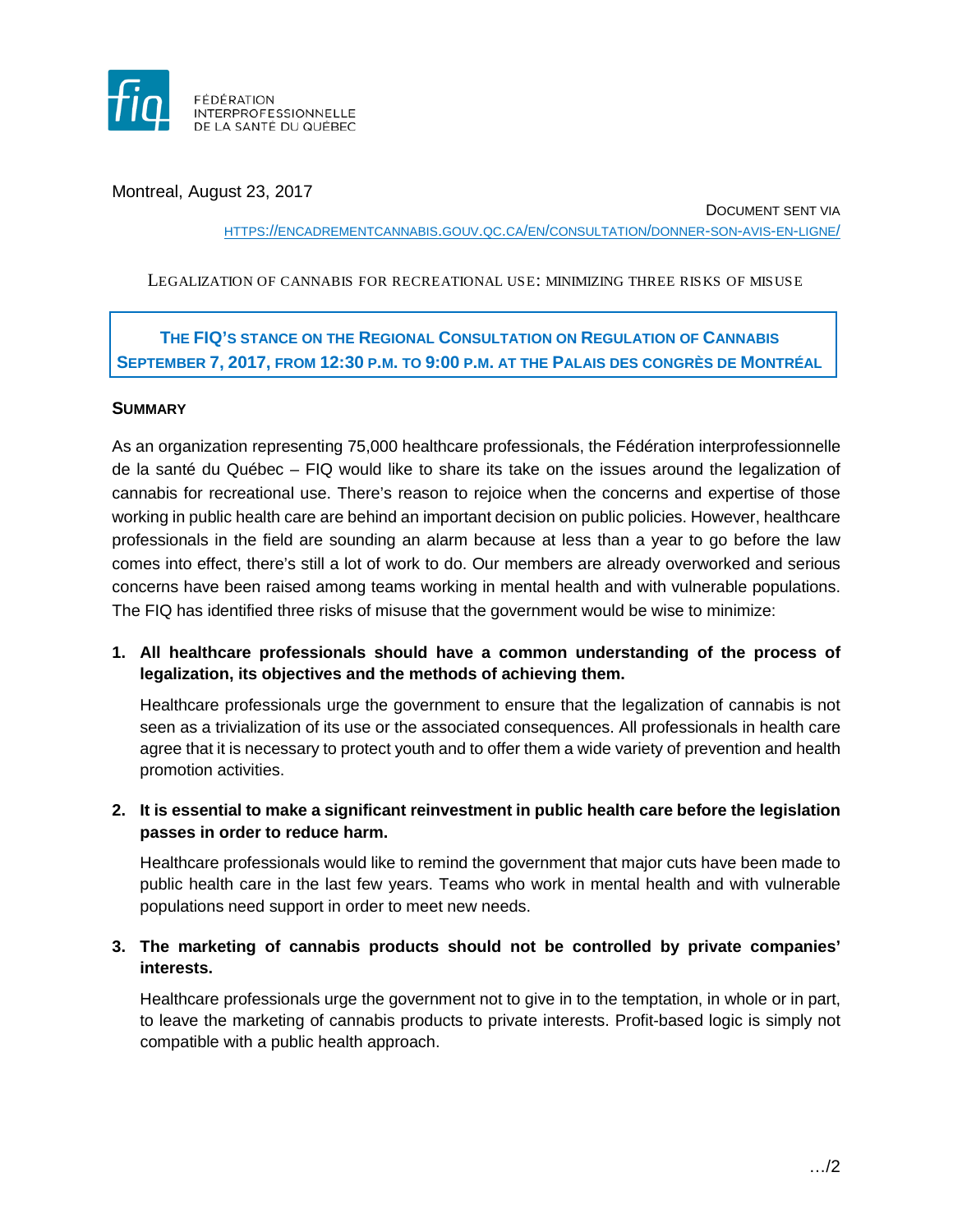FÉDÉRATION
INTERPROFESSIONNELLE
DE LA SANTÉ DU QUÉBEC

Montreal, August 23, 2017

DOCUMENT SENT VIA
HTTPS://ENCADREMENTCANNABIS.GOUV.QC.CA/EN/CONSULTATION/DONNER-SON-AVIS-EN-LIGNE/

LEGALIZATION OF CANNABIS FOR RECREATIONAL USE: MINIMIZING THREE RISKS OF MISUSE

**THE FIQ'S STANCE ON THE REGIONAL CONSULTATION ON REGULATION OF CANNABIS**
**SEPTEMBER 7, 2017, FROM 12:30 P.M. TO 9:00 P.M. AT THE PALAIS DES CONGRÈS DE MONTRÉAL**

## SUMMARY

As an organization representing 75,000 healthcare professionals, the Fédération interprofessionnelle de la santé du Québec – FIQ would like to share its take on the issues around the legalization of cannabis for recreational use. There's reason to rejoice when the concerns and expertise of those working in public health care are behind an important decision on public policies. However, healthcare professionals in the field are sounding an alarm because at less than a year to go before the law comes into effect, there's still a lot of work to do. Our members are already overworked and serious concerns have been raised among teams working in mental health and with vulnerable populations. The FIQ has identified three risks of misuse that the government would be wise to minimize:

1. **All healthcare professionals should have a common understanding of the process of legalization, its objectives and the methods of achieving them.**

   Healthcare professionals urge the government to ensure that the legalization of cannabis is not seen as a trivialization of its use or the associated consequences. All professionals in health care agree that it is necessary to protect youth and to offer them a wide variety of prevention and health promotion activities.

2. **It is essential to make a significant reinvestment in public health care before the legislation passes in order to reduce harm.**

   Healthcare professionals would like to remind the government that major cuts have been made to public health care in the last few years. Teams who work in mental health and with vulnerable populations need support in order to meet new needs.

3. **The marketing of cannabis products should not be controlled by private companies' interests.**

   Healthcare professionals urge the government not to give in to the temptation, in whole or in part, to leave the marketing of cannabis products to private interests. Profit-based logic is simply not compatible with a public health approach.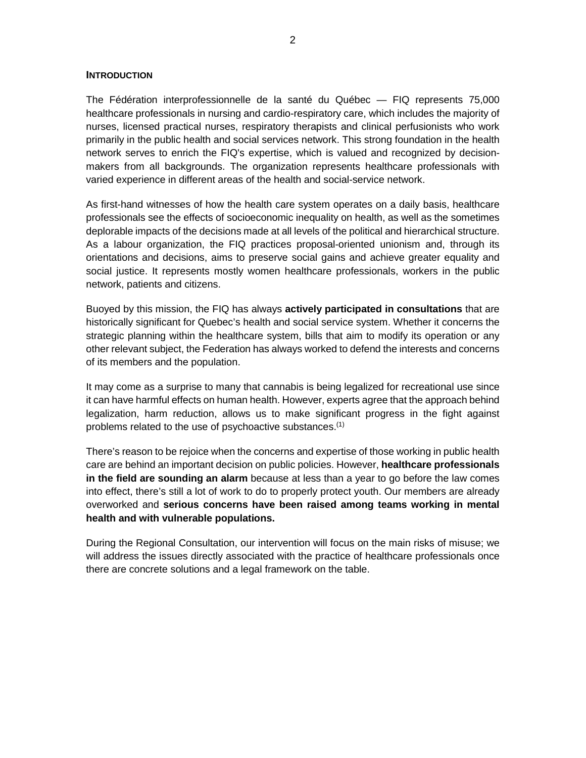## INTRODUCTION

The Fédération interprofessionnelle de la santé du Québec — FIQ represents 75,000 healthcare professionals in nursing and cardio-respiratory care, which includes the majority of nurses, licensed practical nurses, respiratory therapists and clinical perfusionists who work primarily in the public health and social services network. This strong foundation in the health network serves to enrich the FIQ's expertise, which is valued and recognized by decision-makers from all backgrounds. The organization represents healthcare professionals with varied experience in different areas of the health and social-service network.

As first-hand witnesses of how the health care system operates on a daily basis, healthcare professionals see the effects of socioeconomic inequality on health, as well as the sometimes deplorable impacts of the decisions made at all levels of the political and hierarchical structure. As a labour organization, the FIQ practices proposal-oriented unionism and, through its orientations and decisions, aims to preserve social gains and achieve greater equality and social justice. It represents mostly women healthcare professionals, workers in the public network, patients and citizens.

Buoyed by this mission, the FIQ has always **actively participated in consultations** that are historically significant for Quebec's health and social service system. Whether it concerns the strategic planning within the healthcare system, bills that aim to modify its operation or any other relevant subject, the Federation has always worked to defend the interests and concerns of its members and the population.

It may come as a surprise to many that cannabis is being legalized for recreational use since it can have harmful effects on human health. However, experts agree that the approach behind legalization, harm reduction, allows us to make significant progress in the fight against problems related to the use of psychoactive substances.[(1)]

There's reason to be rejoice when the concerns and expertise of those working in public health care are behind an important decision on public policies. However, **healthcare professionals in the field are sounding an alarm** because at less than a year to go before the law comes into effect, there's still a lot of work to do to properly protect youth. Our members are already overworked and **serious concerns have been raised among teams working in mental health and with vulnerable populations.**

During the Regional Consultation, our intervention will focus on the main risks of misuse; we will address the issues directly associated with the practice of healthcare professionals once there are concrete solutions and a legal framework on the table.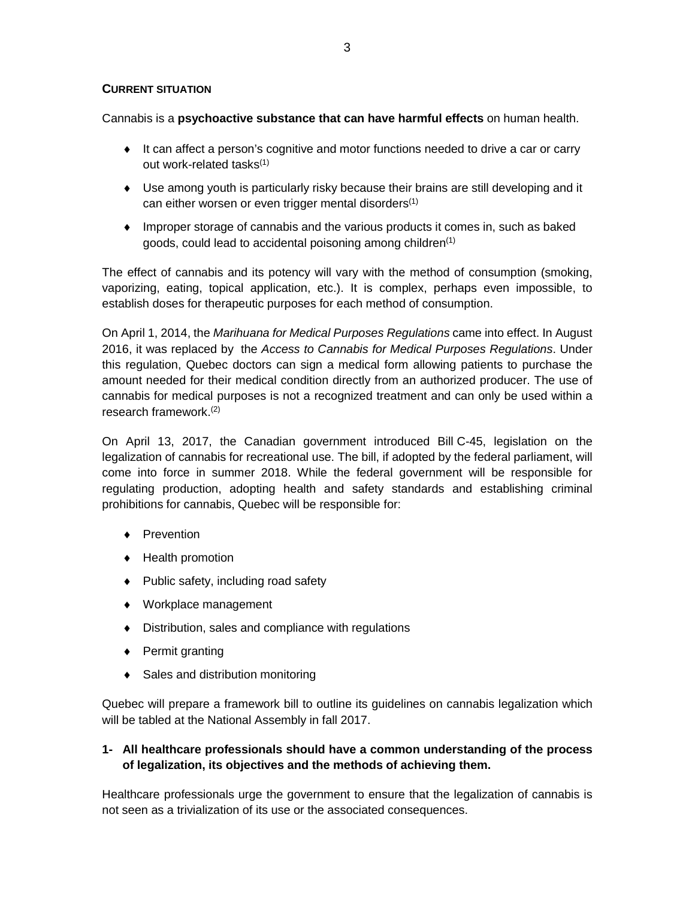## CURRENT SITUATION

Cannabis is a **psychoactive substance that can have harmful effects** on human health.

- It can affect a person's cognitive and motor functions needed to drive a car or carry out work-related tasks[(1)]
- Use among youth is particularly risky because their brains are still developing and it can either worsen or even trigger mental disorders[(1)]
- Improper storage of cannabis and the various products it comes in, such as baked goods, could lead to accidental poisoning among children[(1)]

The effect of cannabis and its potency will vary with the method of consumption (smoking, vaporizing, eating, topical application, etc.). It is complex, perhaps even impossible, to establish doses for therapeutic purposes for each method of consumption.

On April 1, 2014, the *Marihuana for Medical Purposes Regulations* came into effect. In August 2016, it was replaced by the *Access to Cannabis for Medical Purposes Regulations*. Under this regulation, Quebec doctors can sign a medical form allowing patients to purchase the amount needed for their medical condition directly from an authorized producer. The use of cannabis for medical purposes is not a recognized treatment and can only be used within a research framework.[(2)]

On April 13, 2017, the Canadian government introduced Bill C-45, legislation on the legalization of cannabis for recreational use. The bill, if adopted by the federal parliament, will come into force in summer 2018. While the federal government will be responsible for regulating production, adopting health and safety standards and establishing criminal prohibitions for cannabis, Quebec will be responsible for:

- Prevention
- Health promotion
- Public safety, including road safety
- Workplace management
- Distribution, sales and compliance with regulations
- Permit granting
- Sales and distribution monitoring

Quebec will prepare a framework bill to outline its guidelines on cannabis legalization which will be tabled at the National Assembly in fall 2017.

### 1- All healthcare professionals should have a common understanding of the process of legalization, its objectives and the methods of achieving them.

Healthcare professionals urge the government to ensure that the legalization of cannabis is not seen as a trivialization of its use or the associated consequences.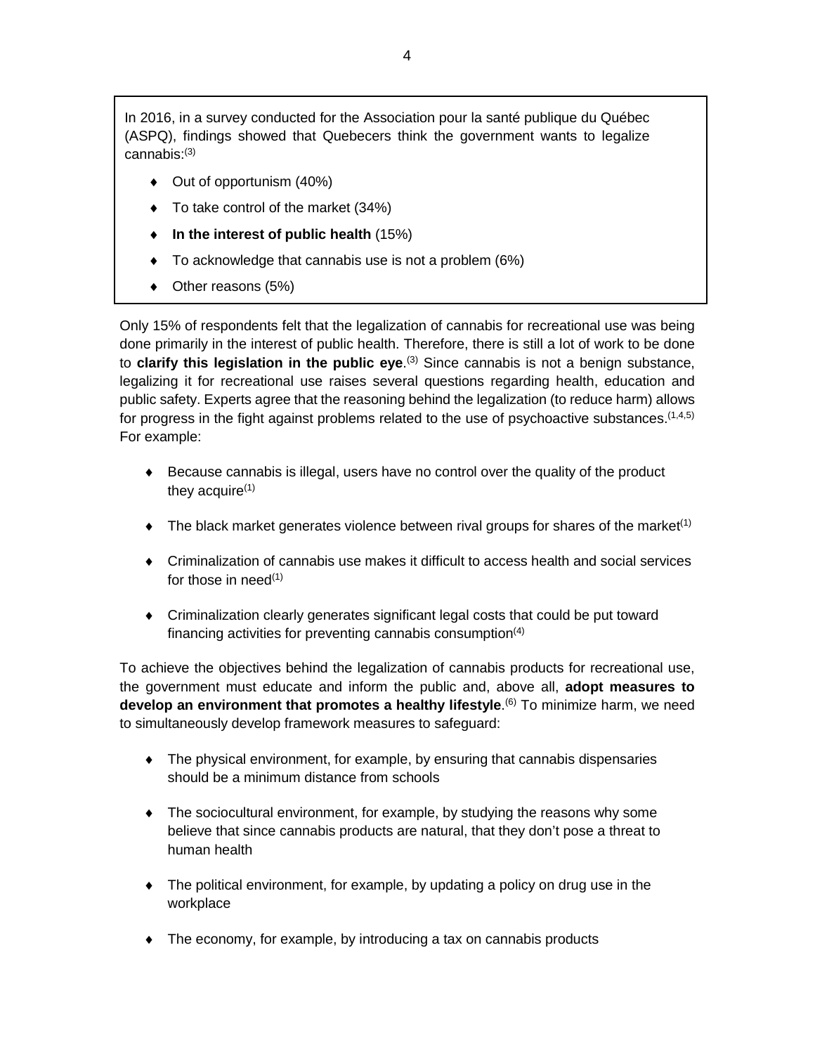In 2016, in a survey conducted for the Association pour la santé publique du Québec (ASPQ), findings showed that Quebecers think the government wants to legalize cannabis:[3]

- Out of opportunism (40%)
- To take control of the market (34%)
- **In the interest of public health** (15%)
- To acknowledge that cannabis use is not a problem (6%)
- Other reasons (5%)

Only 15% of respondents felt that the legalization of cannabis for recreational use was being done primarily in the interest of public health. Therefore, there is still a lot of work to be done to **clarify this legislation in the public eye**.[3] Since cannabis is not a benign substance, legalizing it for recreational use raises several questions regarding health, education and public safety. Experts agree that the reasoning behind the legalization (to reduce harm) allows for progress in the fight against problems related to the use of psychoactive substances.[1,4,5] For example:

- Because cannabis is illegal, users have no control over the quality of the product they acquire[1]
- The black market generates violence between rival groups for shares of the market[1]
- Criminalization of cannabis use makes it difficult to access health and social services for those in need[1]
- Criminalization clearly generates significant legal costs that could be put toward financing activities for preventing cannabis consumption[4]

To achieve the objectives behind the legalization of cannabis products for recreational use, the government must educate and inform the public and, above all, **adopt measures to develop an environment that promotes a healthy lifestyle**.[6] To minimize harm, we need to simultaneously develop framework measures to safeguard:

- The physical environment, for example, by ensuring that cannabis dispensaries should be a minimum distance from schools
- The sociocultural environment, for example, by studying the reasons why some believe that since cannabis products are natural, that they don't pose a threat to human health
- The political environment, for example, by updating a policy on drug use in the workplace
- The economy, for example, by introducing a tax on cannabis products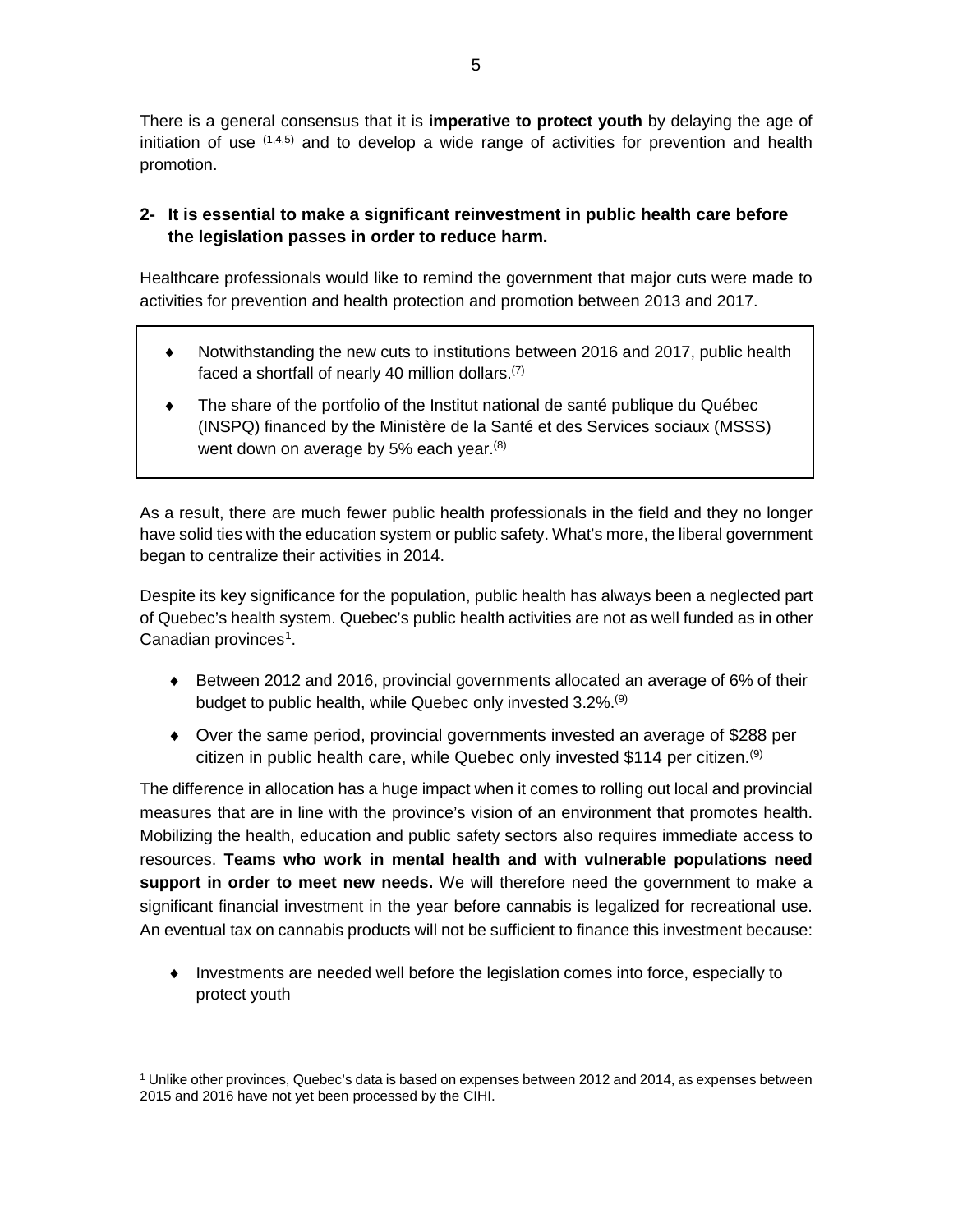There is a general consensus that it is **imperative to protect youth** by delaying the age of initiation of use [1,4,5] and to develop a wide range of activities for prevention and health promotion.

## 2- It is essential to make a significant reinvestment in public health care before the legislation passes in order to reduce harm.

Healthcare professionals would like to remind the government that major cuts were made to activities for prevention and health protection and promotion between 2013 and 2017.

- Notwithstanding the new cuts to institutions between 2016 and 2017, public health faced a shortfall of nearly 40 million dollars.[7]
- The share of the portfolio of the Institut national de santé publique du Québec (INSPQ) financed by the Ministère de la Santé et des Services sociaux (MSSS) went down on average by 5% each year.[8]

As a result, there are much fewer public health professionals in the field and they no longer have solid ties with the education system or public safety. What's more, the liberal government began to centralize their activities in 2014.

Despite its key significance for the population, public health has always been a neglected part of Quebec's health system. Quebec's public health activities are not as well funded as in other Canadian provinces[1].

- Between 2012 and 2016, provincial governments allocated an average of 6% of their budget to public health, while Quebec only invested 3.2%.[9]
- Over the same period, provincial governments invested an average of $288 per citizen in public health care, while Quebec only invested $114 per citizen.[9]

The difference in allocation has a huge impact when it comes to rolling out local and provincial measures that are in line with the province's vision of an environment that promotes health. Mobilizing the health, education and public safety sectors also requires immediate access to resources. **Teams who work in mental health and with vulnerable populations need support in order to meet new needs.** We will therefore need the government to make a significant financial investment in the year before cannabis is legalized for recreational use. An eventual tax on cannabis products will not be sufficient to finance this investment because:

- Investments are needed well before the legislation comes into force, especially to protect youth

---

[1] Unlike other provinces, Quebec's data is based on expenses between 2012 and 2014, as expenses between 2015 and 2016 have not yet been processed by the CIHI.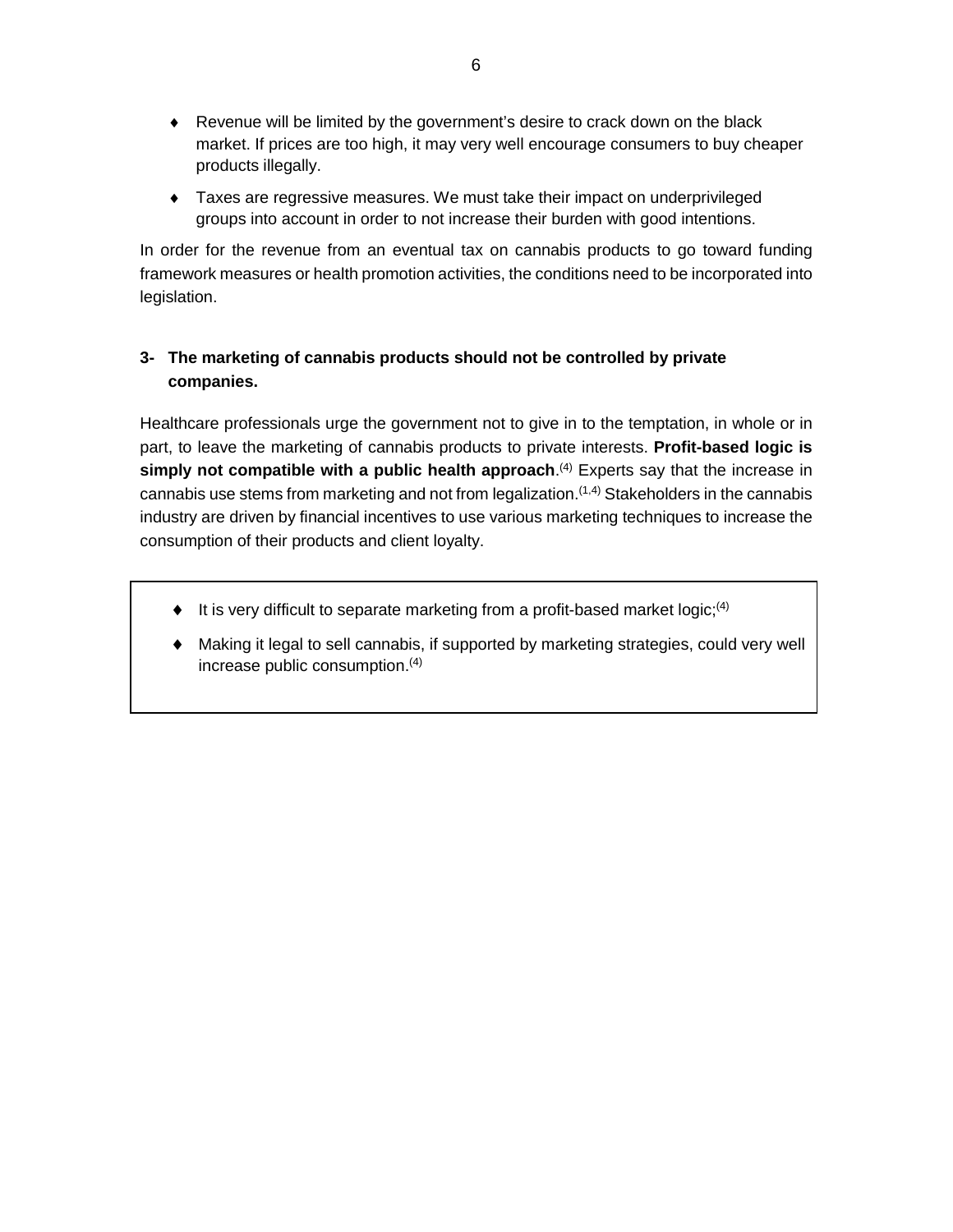- Revenue will be limited by the government's desire to crack down on the black market. If prices are too high, it may very well encourage consumers to buy cheaper products illegally.
- Taxes are regressive measures. We must take their impact on underprivileged groups into account in order to not increase their burden with good intentions.

In order for the revenue from an eventual tax on cannabis products to go toward funding framework measures or health promotion activities, the conditions need to be incorporated into legislation.

### 3- The marketing of cannabis products should not be controlled by private companies.

Healthcare professionals urge the government not to give in to the temptation, in whole or in part, to leave the marketing of cannabis products to private interests. **Profit-based logic is simply not compatible with a public health approach**.[4] Experts say that the increase in cannabis use stems from marketing and not from legalization.[1,4] Stakeholders in the cannabis industry are driven by financial incentives to use various marketing techniques to increase the consumption of their products and client loyalty.

- It is very difficult to separate marketing from a profit-based market logic;[4]
- Making it legal to sell cannabis, if supported by marketing strategies, could very well increase public consumption.[4]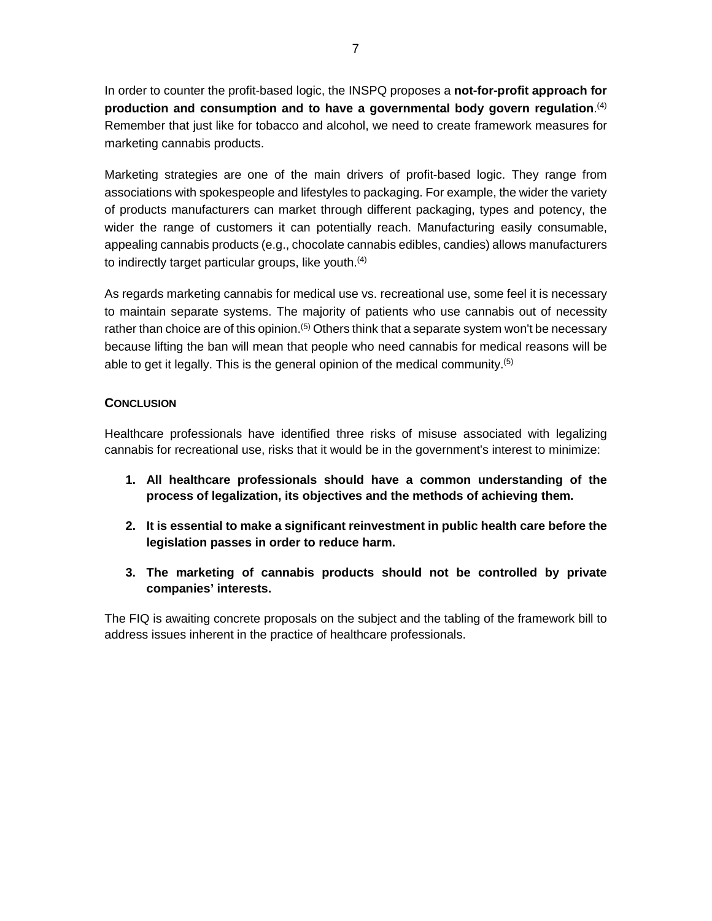In order to counter the profit-based logic, the INSPQ proposes a **not-for-profit approach for production and consumption and to have a governmental body govern regulation**.[4] Remember that just like for tobacco and alcohol, we need to create framework measures for marketing cannabis products.

Marketing strategies are one of the main drivers of profit-based logic. They range from associations with spokespeople and lifestyles to packaging. For example, the wider the variety of products manufacturers can market through different packaging, types and potency, the wider the range of customers it can potentially reach. Manufacturing easily consumable, appealing cannabis products (e.g., chocolate cannabis edibles, candies) allows manufacturers to indirectly target particular groups, like youth.[4]

As regards marketing cannabis for medical use vs. recreational use, some feel it is necessary to maintain separate systems. The majority of patients who use cannabis out of necessity rather than choice are of this opinion.[5] Others think that a separate system won't be necessary because lifting the ban will mean that people who need cannabis for medical reasons will be able to get it legally. This is the general opinion of the medical community.[5]

## CONCLUSION

Healthcare professionals have identified three risks of misuse associated with legalizing cannabis for recreational use, risks that it would be in the government's interest to minimize:

1. **All healthcare professionals should have a common understanding of the process of legalization, its objectives and the methods of achieving them.**
2. **It is essential to make a significant reinvestment in public health care before the legislation passes in order to reduce harm.**
3. **The marketing of cannabis products should not be controlled by private companies' interests.**

The FIQ is awaiting concrete proposals on the subject and the tabling of the framework bill to address issues inherent in the practice of healthcare professionals.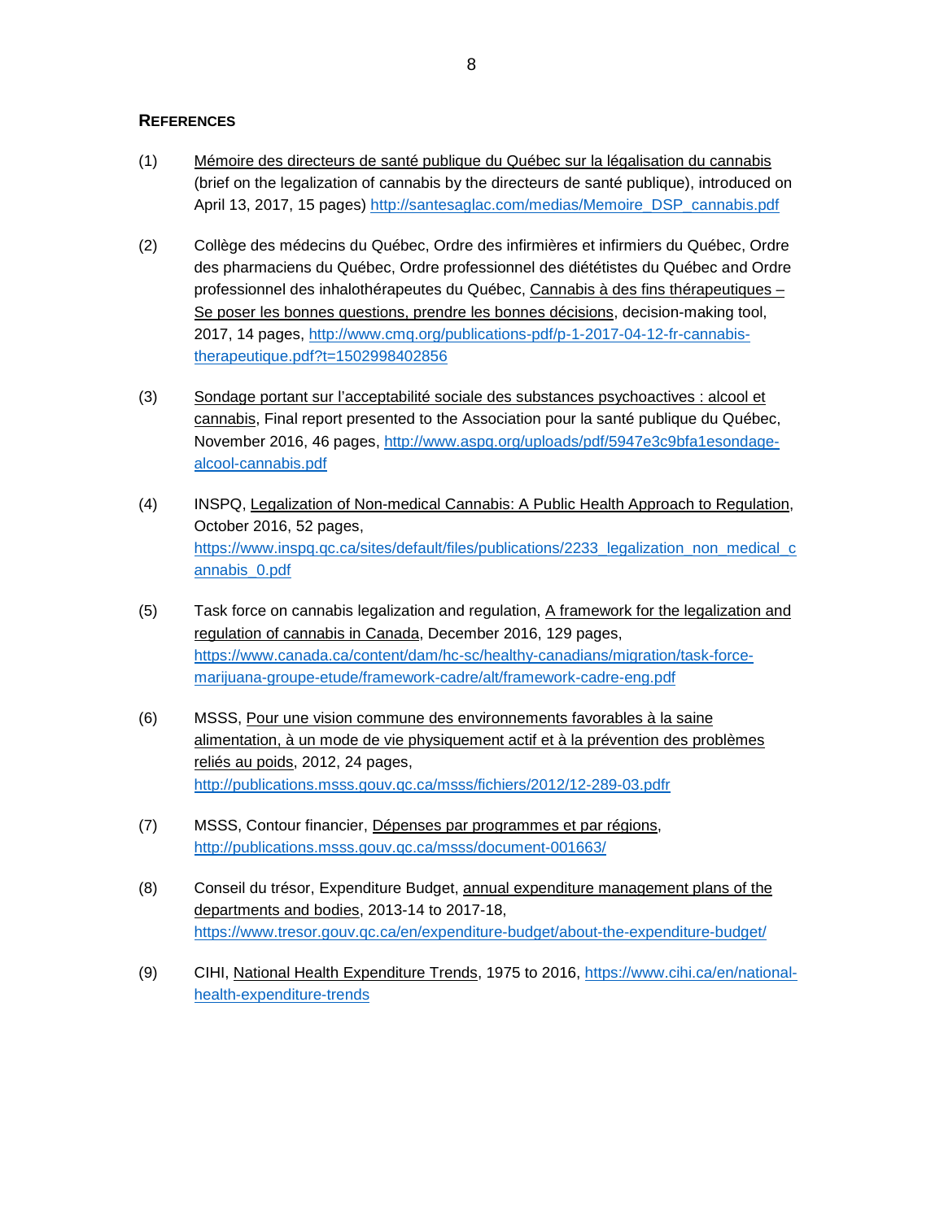## REFERENCES

(1) Mémoire des directeurs de santé publique du Québec sur la légalisation du cannabis (brief on the legalization of cannabis by the directeurs de santé publique), introduced on April 13, 2017, 15 pages) http://santesaglac.com/medias/Memoire_DSP_cannabis.pdf

(2) Collège des médecins du Québec, Ordre des infirmières et infirmiers du Québec, Ordre des pharmaciens du Québec, Ordre professionnel des diététistes du Québec and Ordre professionnel des inhalothérapeutes du Québec, Cannabis à des fins thérapeutiques – Se poser les bonnes questions, prendre les bonnes décisions, decision-making tool, 2017, 14 pages, http://www.cmq.org/publications-pdf/p-1-2017-04-12-fr-cannabis-therapeutique.pdf?t=1502998402856

(3) Sondage portant sur l'acceptabilité sociale des substances psychoactives : alcool et cannabis, Final report presented to the Association pour la santé publique du Québec, November 2016, 46 pages, http://www.aspq.org/uploads/pdf/5947e3c9bfa1esondage-alcool-cannabis.pdf

(4) INSPQ, Legalization of Non-medical Cannabis: A Public Health Approach to Regulation, October 2016, 52 pages, https://www.inspq.qc.ca/sites/default/files/publications/2233_legalization_non_medical_cannabis_0.pdf

(5) Task force on cannabis legalization and regulation, A framework for the legalization and regulation of cannabis in Canada, December 2016, 129 pages, https://www.canada.ca/content/dam/hc-sc/healthy-canadians/migration/task-force-marijuana-groupe-etude/framework-cadre/alt/framework-cadre-eng.pdf

(6) MSSS, Pour une vision commune des environnements favorables à la saine alimentation, à un mode de vie physiquement actif et à la prévention des problèmes reliés au poids, 2012, 24 pages, http://publications.msss.gouv.qc.ca/msss/fichiers/2012/12-289-03.pdfr

(7) MSSS, Contour financier, Dépenses par programmes et par régions, http://publications.msss.gouv.qc.ca/msss/document-001663/

(8) Conseil du trésor, Expenditure Budget, annual expenditure management plans of the departments and bodies, 2013-14 to 2017-18, https://www.tresor.gouv.qc.ca/en/expenditure-budget/about-the-expenditure-budget/

(9) CIHI, National Health Expenditure Trends, 1975 to 2016, https://www.cihi.ca/en/national-health-expenditure-trends